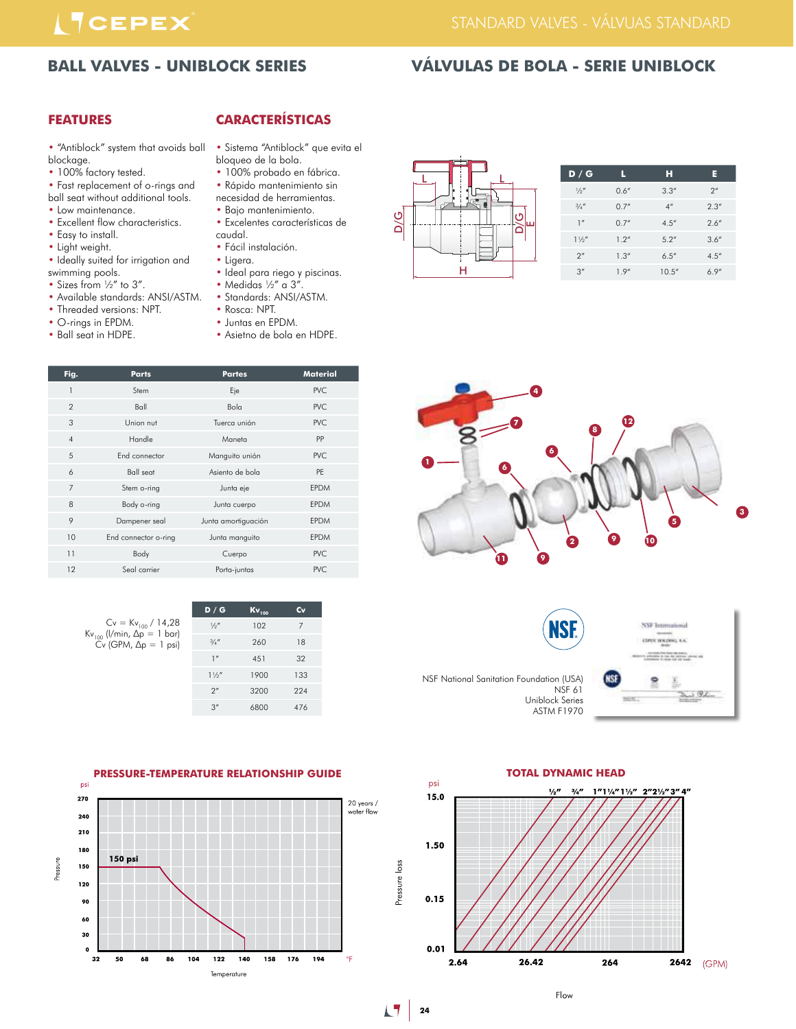# BALL VALVES - UNIBLOCK SERIES

# VÁLVULAS DE BOLA - SERIE UNIBLOCK

## FEATURES

- "Antiblock" system that avoids ball blockage.
- 100% factory tested.
- Fast replacement of o-rings and ball seat without additional tools.
- Low maintenance.
- Excellent flow characteristics.
- Easy to install.
- Light weight.
- Ideally suited for irrigation and swimming pools.
- Sizes from ½" to 3".
- Available standards: ANSI/ASTM.
- Threaded versions: NPT.
- O-rings in EPDM.
- Ball seat in HDPE.

## CARACTERÍSTICAS

- Sistema "Antiblock" que evita el bloqueo de la bola.
- 100% probado en fábrica.
- Rápido mantenimiento sin necesidad de herramientas.
- Bajo mantenimiento.
- Excelentes características de caudal.
- Fácil instalación.
- Ligera.
- Ideal para riego y piscinas.
- Medidas ½" a 3".
- Standards: ANSI/ASTM.
- Rosca: NPT.
- Juntas en EPDM.
- Asietno de bola en HDPE.

| D / G | L | H | E |
|---|---|---|---|
| ½" | 0.6" | 3.3" | 2" |
| ¾" | 0.7" | 4" | 2.3" |
| 1" | 0.7" | 4.5" | 2.6" |
| 1½" | 1.2" | 5.2" | 3.6" |
| 2" | 1.3" | 6.5" | 4.5" |
| 3" | 1.9" | 10.5" | 6.9" |

| Fig. | Parts | Partes | Material |
|---|---|---|---|
| 1 | Stem | Eje | PVC |
| 2 | Ball | Bola | PVC |
| 3 | Union nut | Tuerca unión | PVC |
| 4 | Handle | Maneta | PP |
| 5 | End connector | Manguito unión | PVC |
| 6 | Ball seat | Asiento de bola | PE |
| 7 | Stem o-ring | Junta eje | EPDM |
| 8 | Body o-ring | Junta cuerpo | EPDM |
| 9 | Dampener seal | Junta amortiguación | EPDM |
| 10 | End connector o-ring | Junta manguito | EPDM |
| 11 | Body | Cuerpo | PVC |
| 12 | Seal carrier | Porta-juntas | PVC |

$Cv = Kv_{100} / 14{,}28$
$Kv_{100}$ (l/min, $\Delta p$ = 1 bar)
Cv (GPM, $\Delta p$ = 1 psi)

| D / G | $Kv_{100}$ | Cv |
|---|---|---|
| ½" | 102 | 7 |
| ¾" | 260 | 18 |
| 1" | 451 | 32 |
| 1½" | 1900 | 133 |
| 2" | 3200 | 224 |
| 3" | 6800 | 476 |

NSF National Sanitation Foundation (USA)
NSF 61
Uniblock Series
ASTM F1970

## PRESSURE-TEMPERATURE RELATIONSHIP GUIDE

## TOTAL DYNAMIC HEAD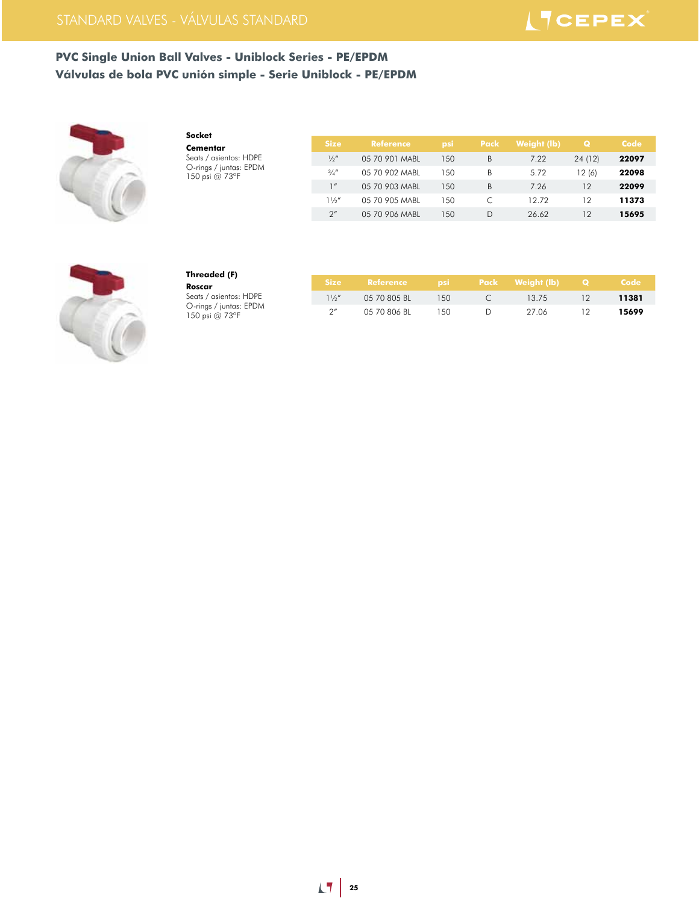## PVC Single Union Ball Valves - Uniblock Series - PE/EPDM
## Válvulas de bola PVC unión simple - Serie Uniblock - PE/EPDM

**Socket**
**Cementar**
Seats / asientos: HDPE
O-rings / juntas: EPDM
150 psi @ 73°F

| Size | Reference | psi | Pack | Weight (lb) | Q | Code |
|---|---|---|---|---|---|---|
| ½″ | 05 70 901 MABL | 150 | B | 7.22 | 24 (12) | **22097** |
| ¾″ | 05 70 902 MABL | 150 | B | 5.72 | 12 (6) | **22098** |
| 1″ | 05 70 903 MABL | 150 | B | 7.26 | 12 | **22099** |
| 1½″ | 05 70 905 MABL | 150 | C | 12.72 | 12 | **11373** |
| 2″ | 05 70 906 MABL | 150 | D | 26.62 | 12 | **15695** |

**Threaded (F)**
**Roscar**
Seats / asientos: HDPE
O-rings / juntas: EPDM
150 psi @ 73°F

| Size | Reference | psi | Pack | Weight (lb) | Q | Code |
|---|---|---|---|---|---|---|
| 1½″ | 05 70 805 BL | 150 | C | 13.75 | 12 | **11381** |
| 2″ | 05 70 806 BL | 150 | D | 27.06 | 12 | **15699** |